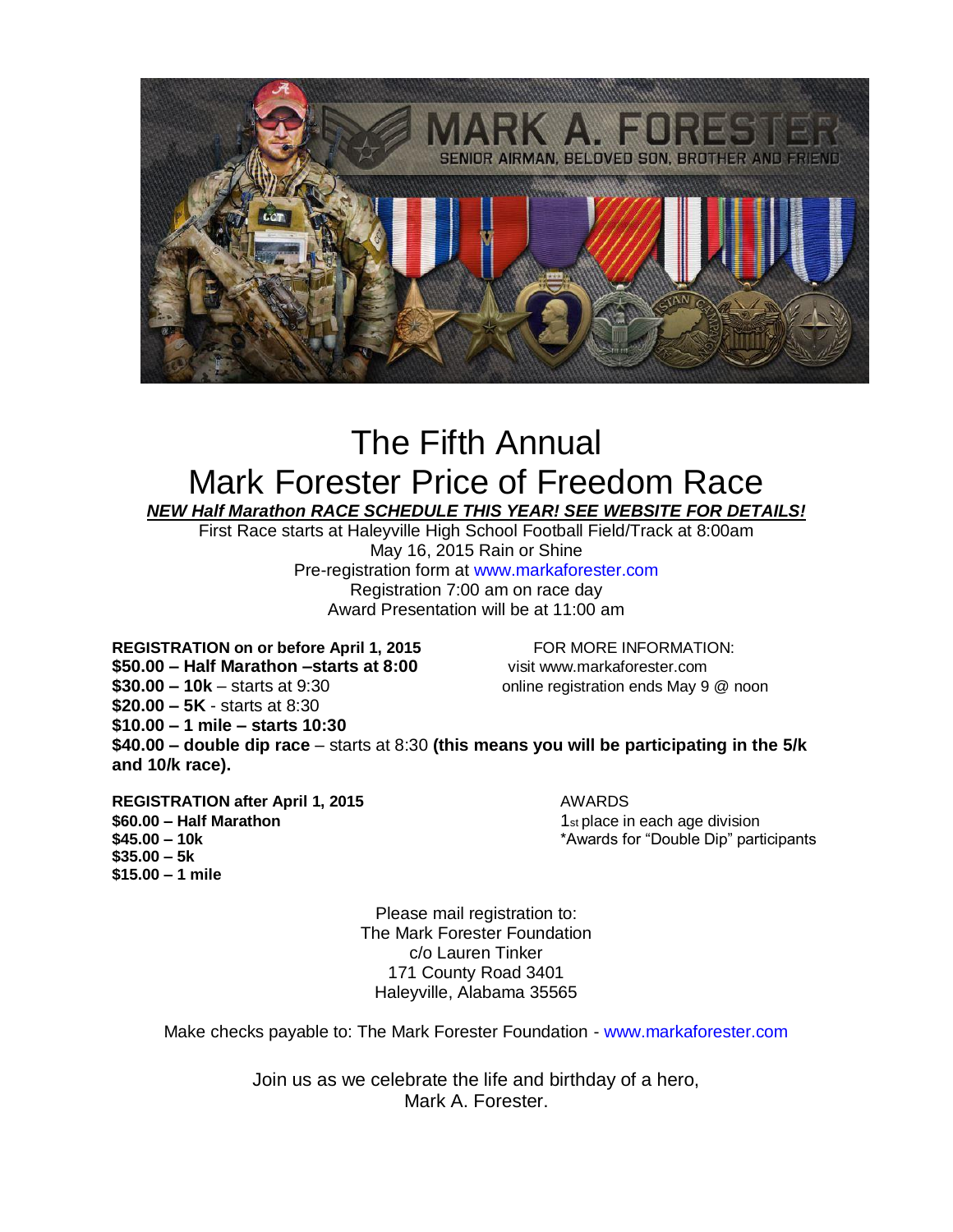# The Fifth Annual
# Mark Forester Price of Freedom Race

***NEW Half Marathon RACE SCHEDULE THIS YEAR! SEE WEBSITE FOR DETAILS!***

First Race starts at Haleyville High School Football Field/Track at 8:00am
May 16, 2015 Rain or Shine
Pre-registration form at www.markaforester.com
Registration 7:00 am on race day
Award Presentation will be at 11:00 am

**REGISTRATION on or before April 1, 2015**
**$50.00 – Half Marathon –starts at 8:00**
**$30.00 – 10k** – starts at 9:30
**$20.00 – 5K** - starts at 8:30
**$10.00 – 1 mile – starts 10:30**
**$40.00 – double dip race** – starts at 8:30 **(this means you will be participating in the 5/k and 10/k race).**

FOR MORE INFORMATION:
visit www.markaforester.com
online registration ends May 9 @ noon

**REGISTRATION after April 1, 2015**
**$60.00 – Half Marathon**
**$45.00 – 10k**
**$35.00 – 5k**
**$15.00 – 1 mile**

AWARDS
1st place in each age division
*Awards for "Double Dip" participants

Please mail registration to:
The Mark Forester Foundation
c/o Lauren Tinker
171 County Road 3401
Haleyville, Alabama 35565

Make checks payable to: The Mark Forester Foundation - www.markaforester.com

Join us as we celebrate the life and birthday of a hero,
Mark A. Forester.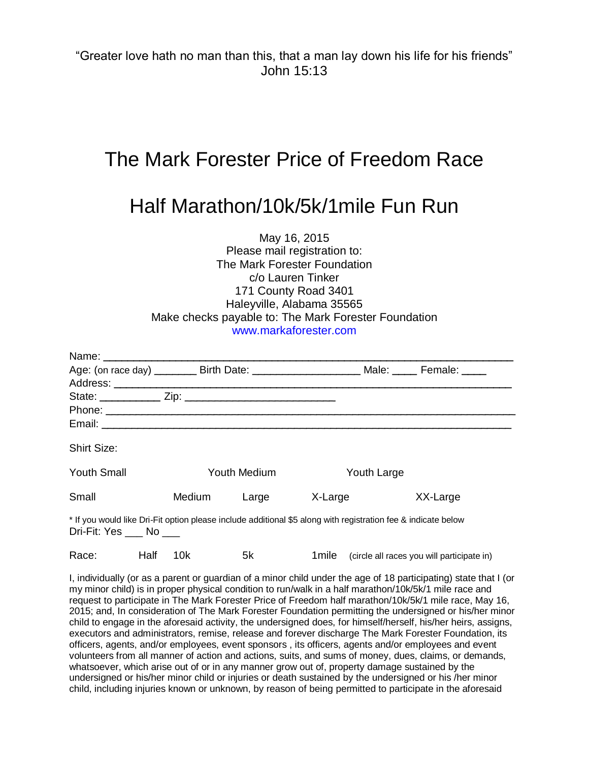“Greater love hath no man than this, that a man lay down his life for his friends”
John 15:13

# The Mark Forester Price of Freedom Race

# Half Marathon/10k/5k/1mile Fun Run

May 16, 2015
Please mail registration to:
The Mark Forester Foundation
c/o Lauren Tinker
171 County Road 3401
Haleyville, Alabama 35565
Make checks payable to: The Mark Forester Foundation
www.markaforester.com

Name: ____________________________________________________________________

Age: (on race day) _______ Birth Date: __________________ Male: ____ Female: ____

Address: __________________________________________________________________

State: __________ Zip: _________________________

Phone: ___________________________________________________________________

Email: ___________________________________________________________________

Shirt Size:

Youth Small          Youth Medium          Youth Large

Small          Medium          Large          X-Large          XX-Large

* If you would like Dri-Fit option please include additional $5 along with registration fee & indicate below

Dri-Fit: Yes ___ No ___

Race:     Half     10k     5k     1mile     (circle all races you will participate in)

I, individually (or as a parent or guardian of a minor child under the age of 18 participating) state that I (or my minor child) is in proper physical condition to run/walk in a half marathon/10k/5k/1 mile race and request to participate in The Mark Forester Price of Freedom half marathon/10k/5k/1 mile race, May 16, 2015; and, In consideration of The Mark Forester Foundation permitting the undersigned or his/her minor child to engage in the aforesaid activity, the undersigned does, for himself/herself, his/her heirs, assigns, executors and administrators, remise, release and forever discharge The Mark Forester Foundation, its officers, agents, and/or employees, event sponsors , its officers, agents and/or employees and event volunteers from all manner of action and actions, suits, and sums of money, dues, claims, or demands, whatsoever, which arise out of or in any manner grow out of, property damage sustained by the undersigned or his/her minor child or injuries or death sustained by the undersigned or his /her minor child, including injuries known or unknown, by reason of being permitted to participate in the aforesaid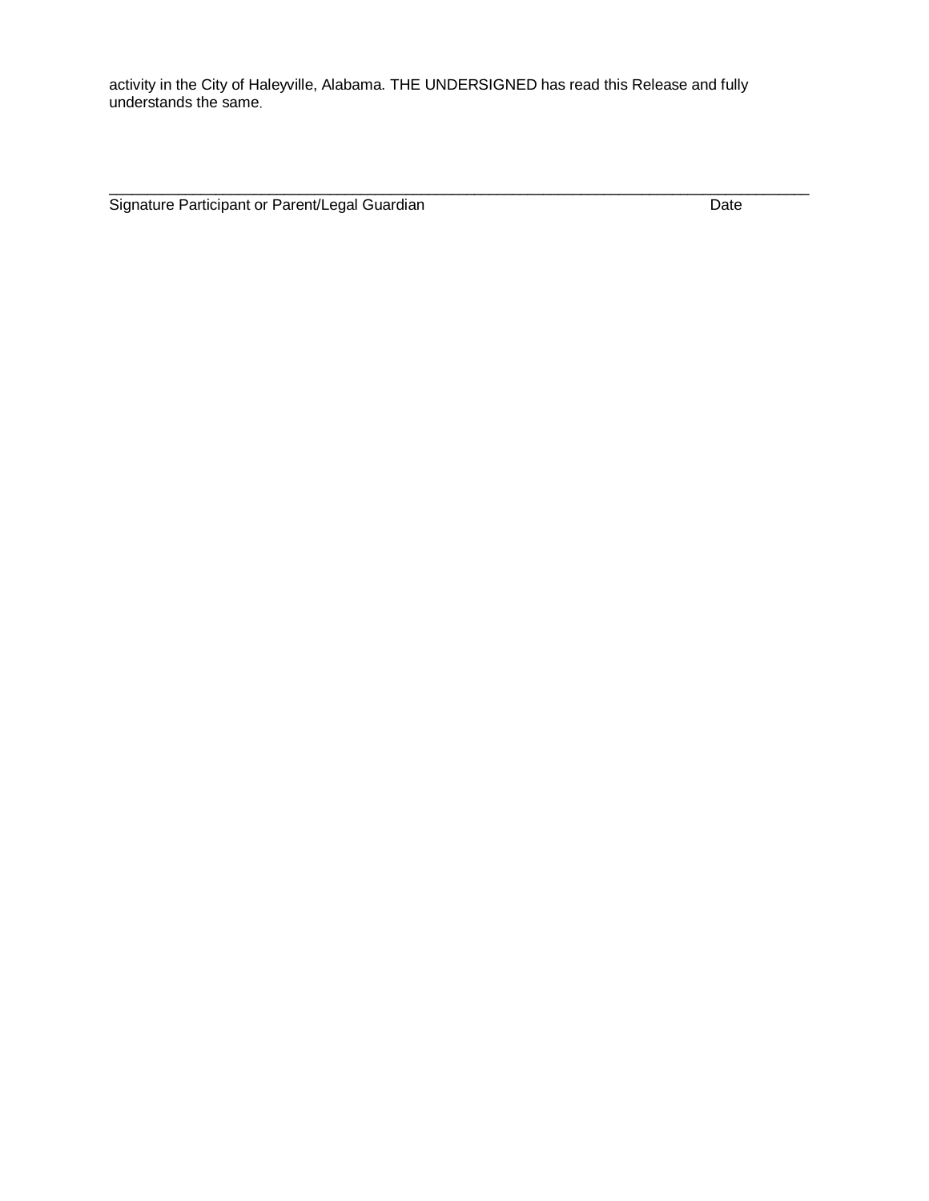activity in the City of Haleyville, Alabama. THE UNDERSIGNED has read this Release and fully understands the same.

\_\_\_\_\_\_\_\_\_\_\_\_\_\_\_\_\_\_\_\_\_\_\_\_\_\_\_\_\_\_\_\_\_\_\_\_\_\_\_\_\_\_\_\_\_\_\_\_\_\_\_\_\_\_\_\_\_\_\_\_\_\_\_\_\_\_\_\_\_\_\_\_\_\_\_\_\_\_

Signature Participant or Parent/Legal Guardian                                                      Date